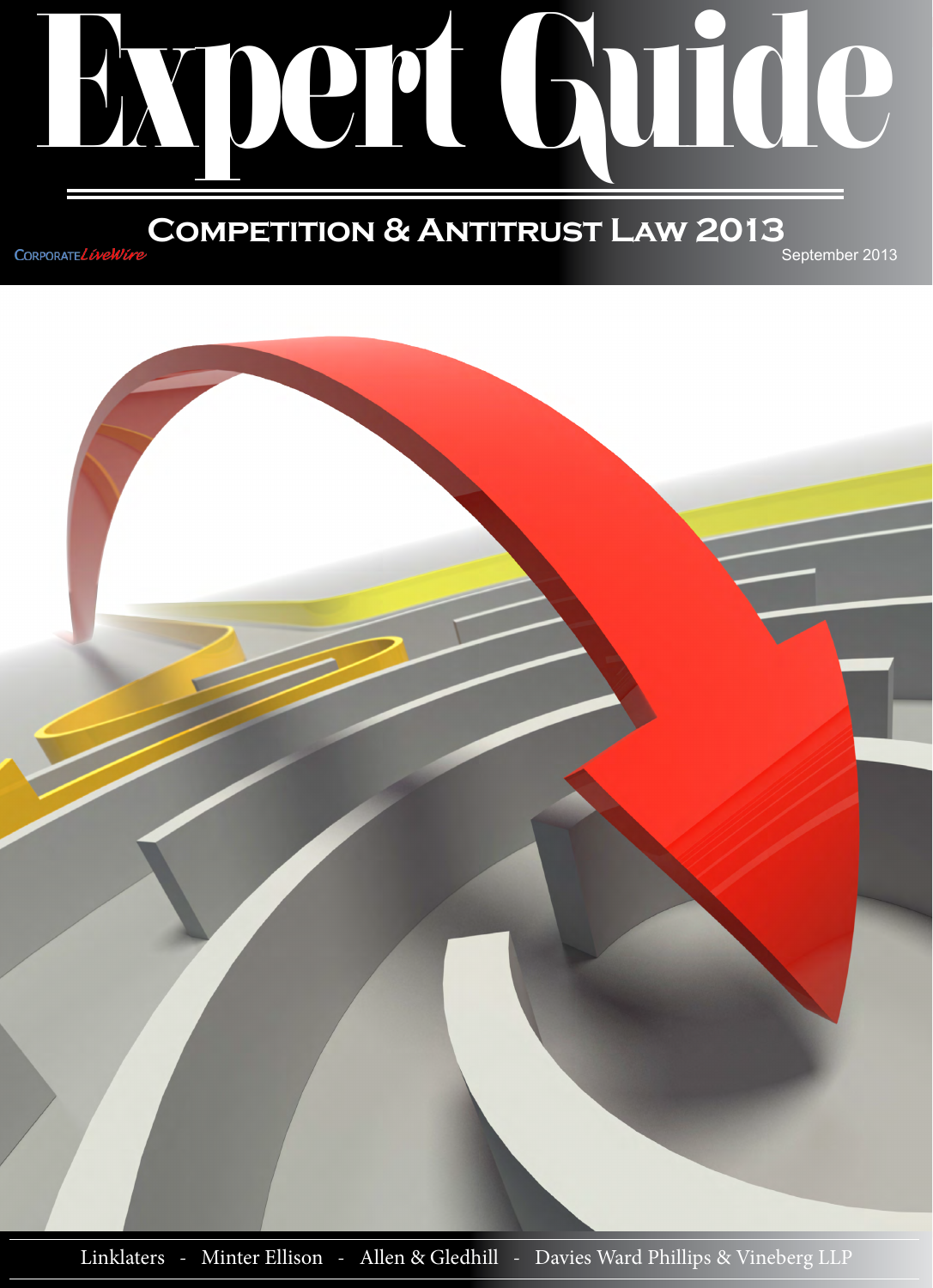# Expert Guide

## Competition & Antitrust Law 2013

CorporateLiveWire

September 2013

Linklaters - Minter Ellison - Allen & Gledhill - Davies Ward Phillips & Vineberg LLP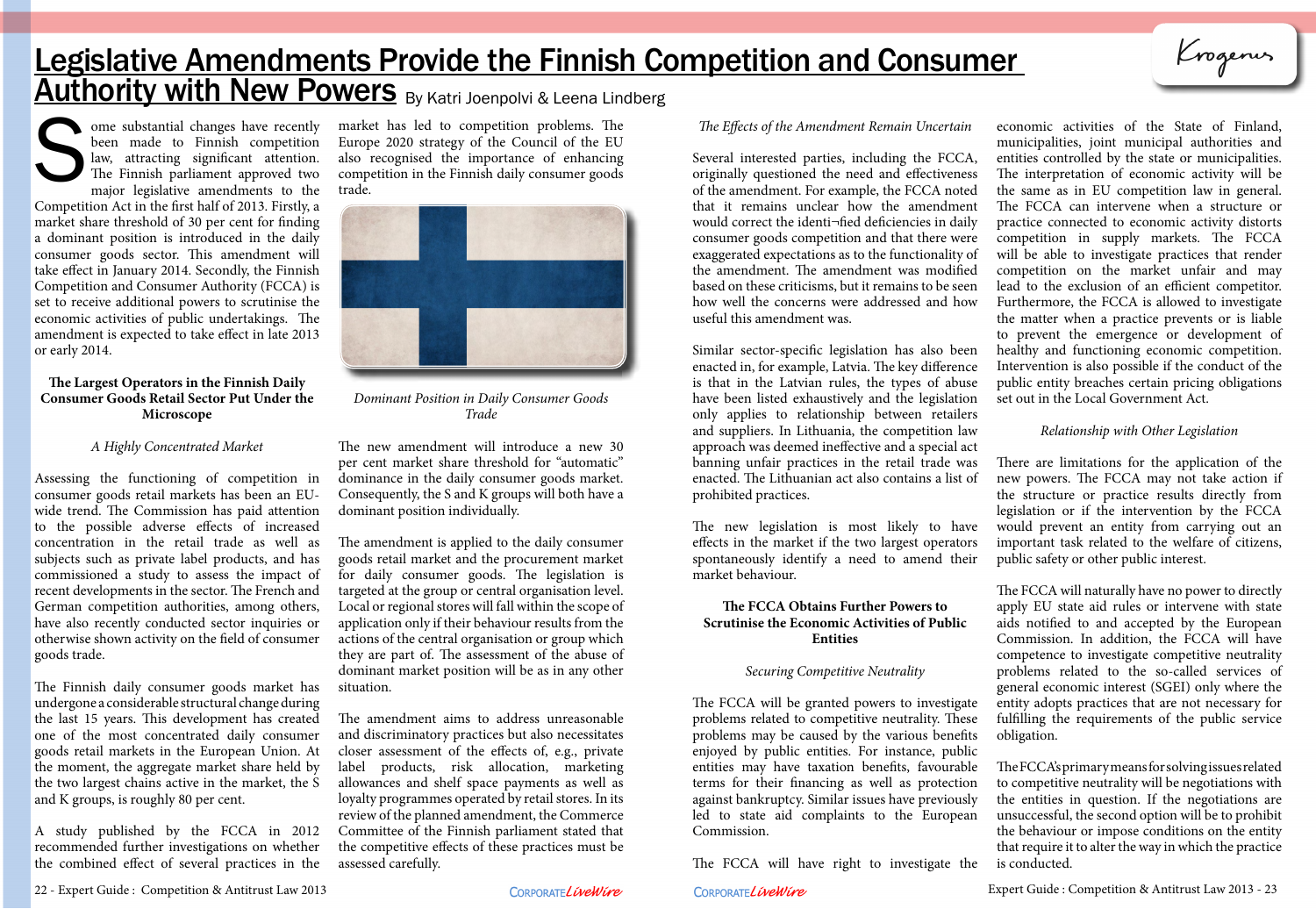# Legislative Amendments Provide the Finnish Competition and Consumer Authority with New Powers

By Katri Joenpolvi & Leena Lindberg

Some substantial changes have recently been made to Finnish competition law, attracting significant attention. The Finnish parliament approved two major legislative amendments to the Competition Act in the first half of 2013. Firstly, a market share threshold of 30 per cent for finding a dominant position is introduced in the daily consumer goods sector. This amendment will take effect in January 2014. Secondly, the Finnish Competition and Consumer Authority (FCCA) is set to receive additional powers to scrutinise the economic activities of public undertakings. The amendment is expected to take effect in late 2013 or early 2014.

## The Largest Operators in the Finnish Daily Consumer Goods Retail Sector Put Under the Microscope

*A Highly Concentrated Market*

Assessing the functioning of competition in consumer goods retail markets has been an EU-wide trend. The Commission has paid attention to the possible adverse effects of increased concentration in the retail trade as well as subjects such as private label products, and has commissioned a study to assess the impact of recent developments in the sector. The French and German competition authorities, among others, have also recently conducted sector inquiries or otherwise shown activity on the field of consumer goods trade.

The Finnish daily consumer goods market has undergone a considerable structural change during the last 15 years. This development has created one of the most concentrated daily consumer goods retail markets in the European Union. At the moment, the aggregate market share held by the two largest chains active in the market, the S and K groups, is roughly 80 per cent.

A study published by the FCCA in 2012 recommended further investigations on whether the combined effect of several practices in the market has led to competition problems. The Europe 2020 strategy of the Council of the EU also recognised the importance of enhancing competition in the Finnish daily consumer goods trade.

*Dominant Position in Daily Consumer Goods Trade*

The new amendment will introduce a new 30 per cent market share threshold for "automatic" dominance in the daily consumer goods market. Consequently, the S and K groups will both have a dominant position individually.

The amendment is applied to the daily consumer goods retail market and the procurement market for daily consumer goods. The legislation is targeted at the group or central organisation level. Local or regional stores will fall within the scope of application only if their behaviour results from the actions of the central organisation or group which they are part of. The assessment of the abuse of dominant market position will be as in any other situation.

The amendment aims to address unreasonable and discriminatory practices but also necessitates closer assessment of the effects of, e.g., private label products, risk allocation, marketing allowances and shelf space payments as well as loyalty programmes operated by retail stores. In its review of the planned amendment, the Commerce Committee of the Finnish parliament stated that the competitive effects of these practices must be assessed carefully.

*The Effects of the Amendment Remain Uncertain*

Several interested parties, including the FCCA, originally questioned the need and effectiveness of the amendment. For example, the FCCA noted that it remains unclear how the amendment would correct the identi¬fied deficiencies in daily consumer goods competition and that there were exaggerated expectations as to the functionality of the amendment. The amendment was modified based on these criticisms, but it remains to be seen how well the concerns were addressed and how useful this amendment was.

Similar sector-specific legislation has also been enacted in, for example, Latvia. The key difference is that in the Latvian rules, the types of abuse have been listed exhaustively and the legislation only applies to relationship between retailers and suppliers. In Lithuania, the competition law approach was deemed ineffective and a special act banning unfair practices in the retail trade was enacted. The Lithuanian act also contains a list of prohibited practices.

The new legislation is most likely to have effects in the market if the two largest operators spontaneously identify a need to amend their market behaviour.

## The FCCA Obtains Further Powers to Scrutinise the Economic Activities of Public Entities

*Securing Competitive Neutrality*

The FCCA will be granted powers to investigate problems related to competitive neutrality. These problems may be caused by the various benefits enjoyed by public entities. For instance, public entities may have taxation benefits, favourable terms for their financing as well as protection against bankruptcy. Similar issues have previously led to state aid complaints to the European Commission.

The FCCA will have right to investigate the economic activities of the State of Finland, municipalities, joint municipal authorities and entities controlled by the state or municipalities. The interpretation of economic activity will be the same as in EU competition law in general. The FCCA can intervene when a structure or practice connected to economic activity distorts competition in supply markets. The FCCA will be able to investigate practices that render competition on the market unfair and may lead to the exclusion of an efficient competitor. Furthermore, the FCCA is allowed to investigate the matter when a practice prevents or is liable to prevent the emergence or development of healthy and functioning economic competition. Intervention is also possible if the conduct of the public entity breaches certain pricing obligations set out in the Local Government Act.

*Relationship with Other Legislation*

There are limitations for the application of the new powers. The FCCA may not take action if the structure or practice results directly from legislation or if the intervention by the FCCA would prevent an entity from carrying out an important task related to the welfare of citizens, public safety or other public interest.

The FCCA will naturally have no power to directly apply EU state aid rules or intervene with state aids notified to and accepted by the European Commission. In addition, the FCCA will have competence to investigate competitive neutrality problems related to the so-called services of general economic interest (SGEI) only where the entity adopts practices that are not necessary for fulfilling the requirements of the public service obligation.

The FCCA's primary means for solving issues related to competitive neutrality will be negotiations with the entities in question. If the negotiations are unsuccessful, the second option will be to prohibit the behaviour or impose conditions on the entity that require it to alter the way in which the practice is conducted.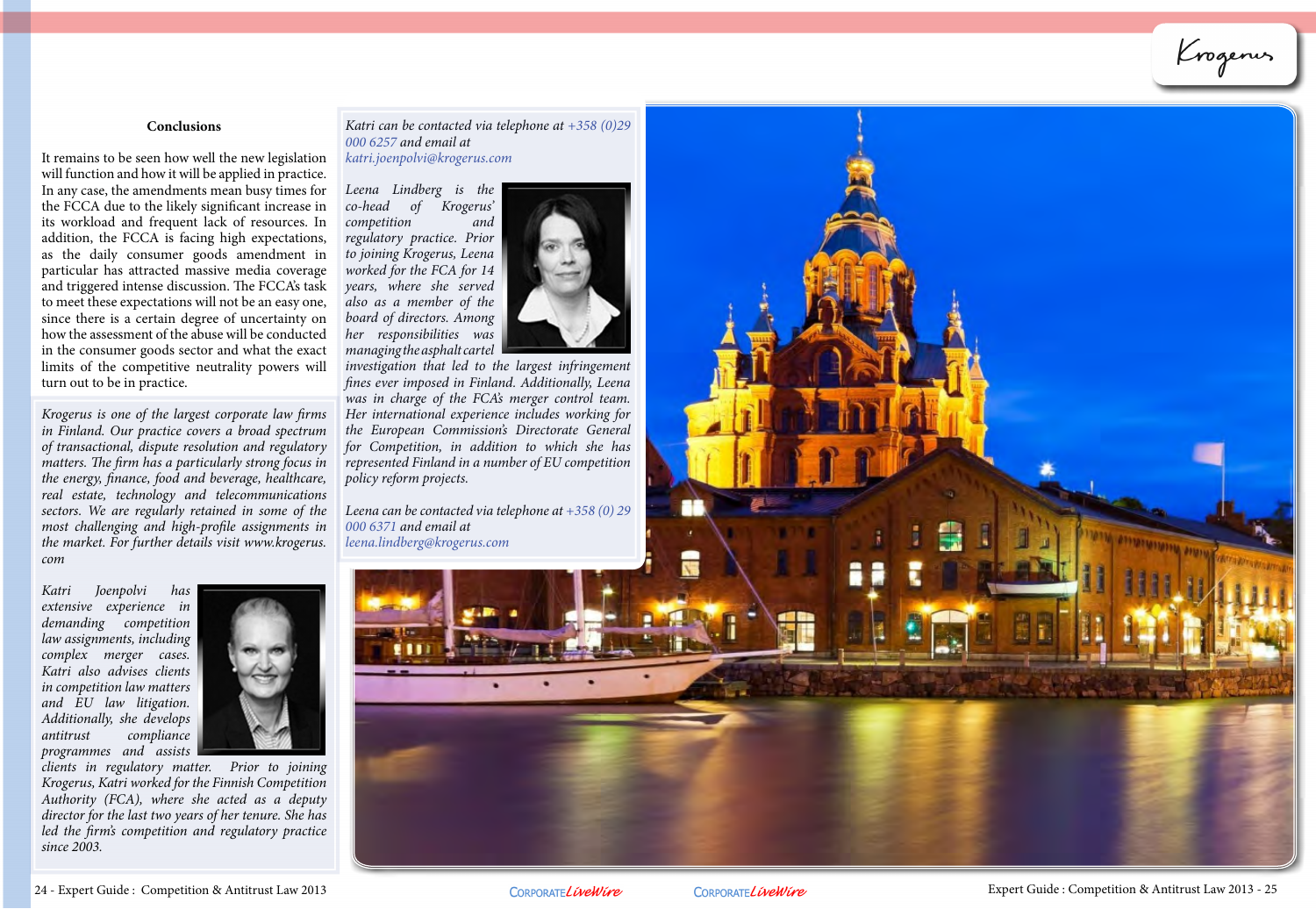### Conclusions

It remains to be seen how well the new legislation will function and how it will be applied in practice. In any case, the amendments mean busy times for the FCCA due to the likely significant increase in its workload and frequent lack of resources. In addition, the FCCA is facing high expectations, as the daily consumer goods amendment in particular has attracted massive media coverage and triggered intense discussion. The FCCA's task to meet these expectations will not be an easy one, since there is a certain degree of uncertainty on how the assessment of the abuse will be conducted in the consumer goods sector and what the exact limits of the competitive neutrality powers will turn out to be in practice.

*Krogerus is one of the largest corporate law firms in Finland. Our practice covers a broad spectrum of transactional, dispute resolution and regulatory matters. The firm has a particularly strong focus in the energy, finance, food and beverage, healthcare, real estate, technology and telecommunications sectors. We are regularly retained in some of the most challenging and high-profile assignments in the market. For further details visit www.krogerus.com*

*Katri Joenpolvi has extensive experience in demanding competition law assignments, including complex merger cases. Katri also advises clients in competition law matters and EU law litigation. Additionally, she develops antitrust compliance programmes and assists clients in regulatory matter. Prior to joining Krogerus, Katri worked for the Finnish Competition Authority (FCA), where she acted as a deputy director for the last two years of her tenure. She has led the firm's competition and regulatory practice since 2003.*

*Katri can be contacted via telephone at +358 (0)29 000 6257 and email at katri.joenpolvi@krogerus.com*

*Leena Lindberg is the co-head of Krogerus' competition and regulatory practice. Prior to joining Krogerus, Leena worked for the FCA for 14 years, where she served also as a member of the board of directors. Among her responsibilities was managing the asphalt cartel investigation that led to the largest infringement fines ever imposed in Finland. Additionally, Leena was in charge of the FCA's merger control team. Her international experience includes working for the European Commission's Directorate General for Competition, in addition to which she has represented Finland in a number of EU competition policy reform projects.*

*Leena can be contacted via telephone at +358 (0) 29 000 6371 and email at leena.lindberg@krogerus.com*